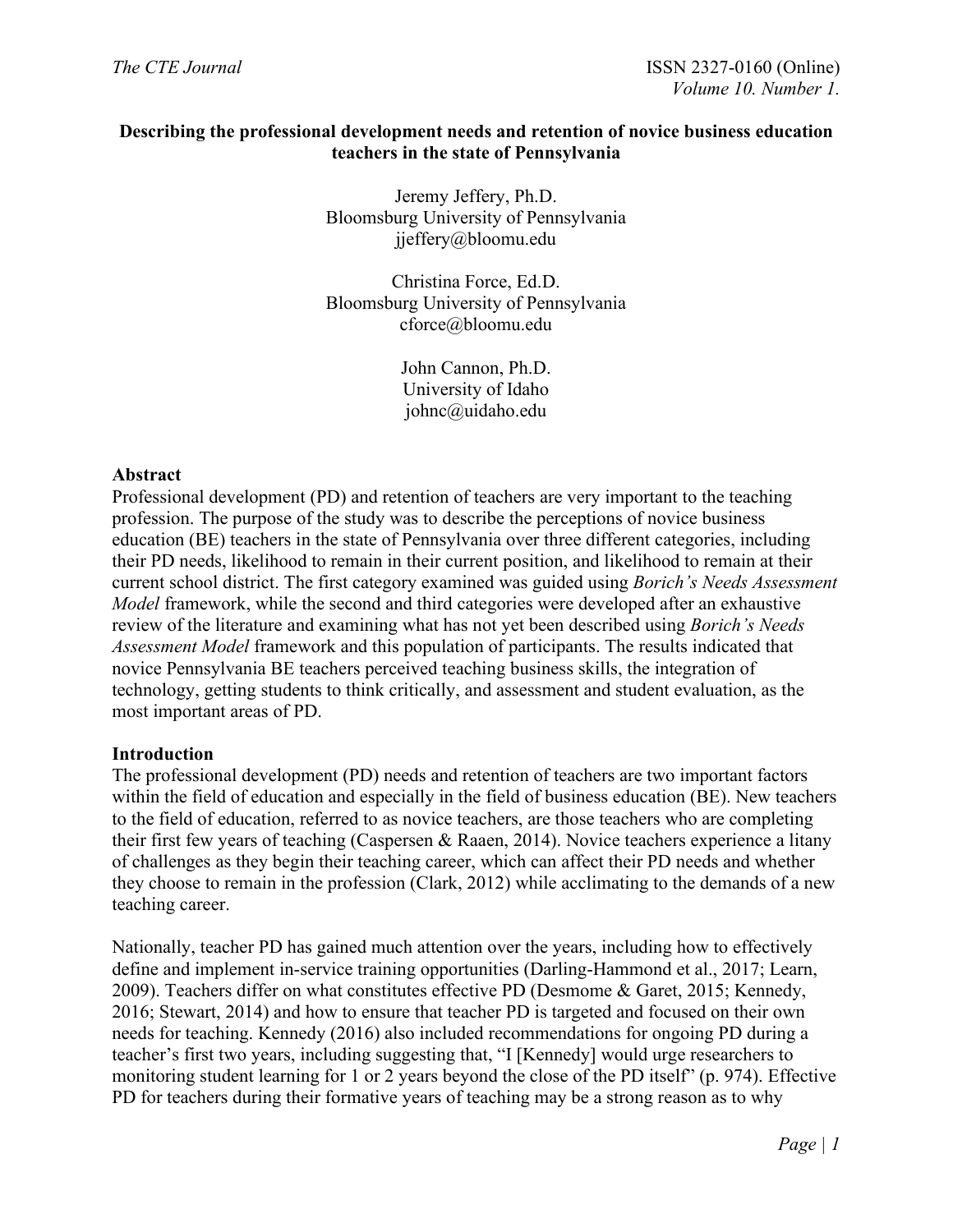# Describing the professional development needs and retention of novice business education teachers in the state of Pennsylvania

Jeremy Jeffery, Ph.D.
Bloomsburg University of Pennsylvania
jjeffery@bloomu.edu

Christina Force, Ed.D.
Bloomsburg University of Pennsylvania
cforce@bloomu.edu

John Cannon, Ph.D.
University of Idaho
johnc@uidaho.edu

## Abstract

Professional development (PD) and retention of teachers are very important to the teaching profession. The purpose of the study was to describe the perceptions of novice business education (BE) teachers in the state of Pennsylvania over three different categories, including their PD needs, likelihood to remain in their current position, and likelihood to remain at their current school district. The first category examined was guided using *Borich's Needs Assessment Model* framework, while the second and third categories were developed after an exhaustive review of the literature and examining what has not yet been described using *Borich's Needs Assessment Model* framework and this population of participants. The results indicated that novice Pennsylvania BE teachers perceived teaching business skills, the integration of technology, getting students to think critically, and assessment and student evaluation, as the most important areas of PD.

## Introduction

The professional development (PD) needs and retention of teachers are two important factors within the field of education and especially in the field of business education (BE). New teachers to the field of education, referred to as novice teachers, are those teachers who are completing their first few years of teaching (Caspersen & Raaen, 2014). Novice teachers experience a litany of challenges as they begin their teaching career, which can affect their PD needs and whether they choose to remain in the profession (Clark, 2012) while acclimating to the demands of a new teaching career.

Nationally, teacher PD has gained much attention over the years, including how to effectively define and implement in-service training opportunities (Darling-Hammond et al., 2017; Learn, 2009). Teachers differ on what constitutes effective PD (Desmome & Garet, 2015; Kennedy, 2016; Stewart, 2014) and how to ensure that teacher PD is targeted and focused on their own needs for teaching. Kennedy (2016) also included recommendations for ongoing PD during a teacher's first two years, including suggesting that, "I [Kennedy] would urge researchers to monitoring student learning for 1 or 2 years beyond the close of the PD itself" (p. 974). Effective PD for teachers during their formative years of teaching may be a strong reason as to why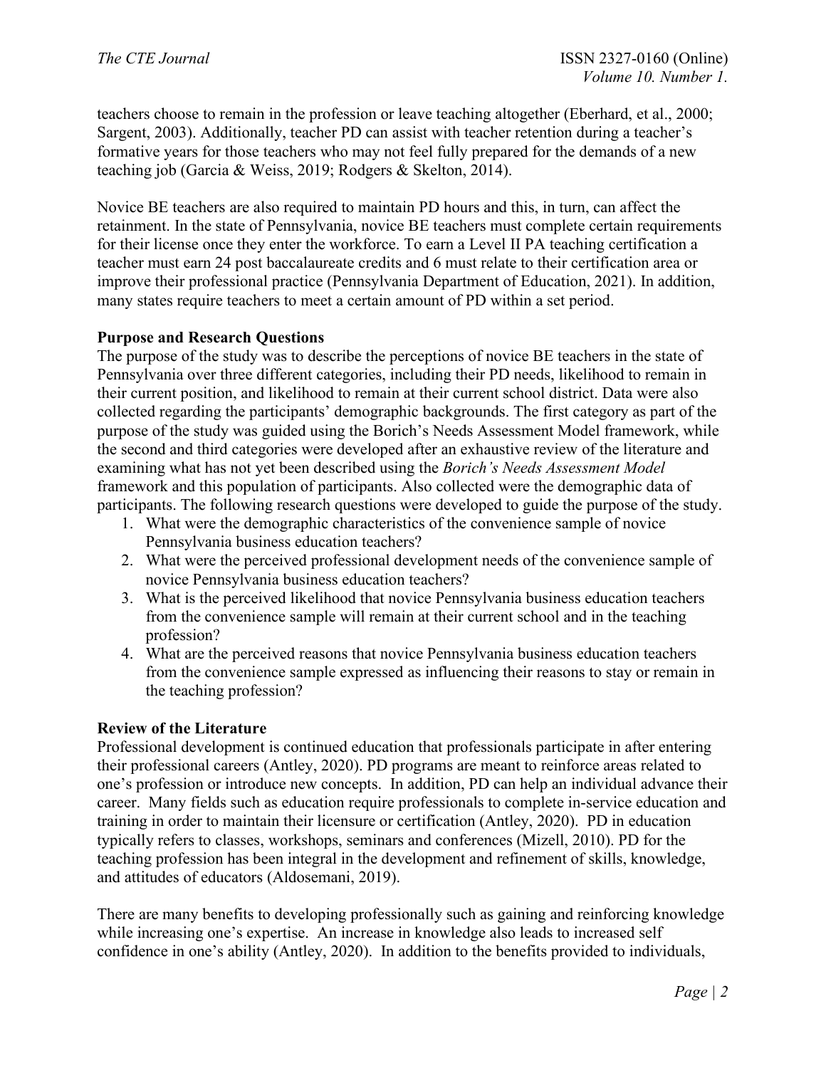teachers choose to remain in the profession or leave teaching altogether (Eberhard, et al., 2000; Sargent, 2003). Additionally, teacher PD can assist with teacher retention during a teacher's formative years for those teachers who may not feel fully prepared for the demands of a new teaching job (Garcia & Weiss, 2019; Rodgers & Skelton, 2014).

Novice BE teachers are also required to maintain PD hours and this, in turn, can affect the retainment. In the state of Pennsylvania, novice BE teachers must complete certain requirements for their license once they enter the workforce. To earn a Level II PA teaching certification a teacher must earn 24 post baccalaureate credits and 6 must relate to their certification area or improve their professional practice (Pennsylvania Department of Education, 2021). In addition, many states require teachers to meet a certain amount of PD within a set period.

**Purpose and Research Questions**

The purpose of the study was to describe the perceptions of novice BE teachers in the state of Pennsylvania over three different categories, including their PD needs, likelihood to remain in their current position, and likelihood to remain at their current school district. Data were also collected regarding the participants' demographic backgrounds. The first category as part of the purpose of the study was guided using the Borich's Needs Assessment Model framework, while the second and third categories were developed after an exhaustive review of the literature and examining what has not yet been described using the *Borich's Needs Assessment Model* framework and this population of participants. Also collected were the demographic data of participants. The following research questions were developed to guide the purpose of the study.

1. What were the demographic characteristics of the convenience sample of novice Pennsylvania business education teachers?
2. What were the perceived professional development needs of the convenience sample of novice Pennsylvania business education teachers?
3. What is the perceived likelihood that novice Pennsylvania business education teachers from the convenience sample will remain at their current school and in the teaching profession?
4. What are the perceived reasons that novice Pennsylvania business education teachers from the convenience sample expressed as influencing their reasons to stay or remain in the teaching profession?

**Review of the Literature**

Professional development is continued education that professionals participate in after entering their professional careers (Antley, 2020). PD programs are meant to reinforce areas related to one's profession or introduce new concepts. In addition, PD can help an individual advance their career. Many fields such as education require professionals to complete in-service education and training in order to maintain their licensure or certification (Antley, 2020). PD in education typically refers to classes, workshops, seminars and conferences (Mizell, 2010). PD for the teaching profession has been integral in the development and refinement of skills, knowledge, and attitudes of educators (Aldosemani, 2019).

There are many benefits to developing professionally such as gaining and reinforcing knowledge while increasing one's expertise. An increase in knowledge also leads to increased self confidence in one's ability (Antley, 2020). In addition to the benefits provided to individuals,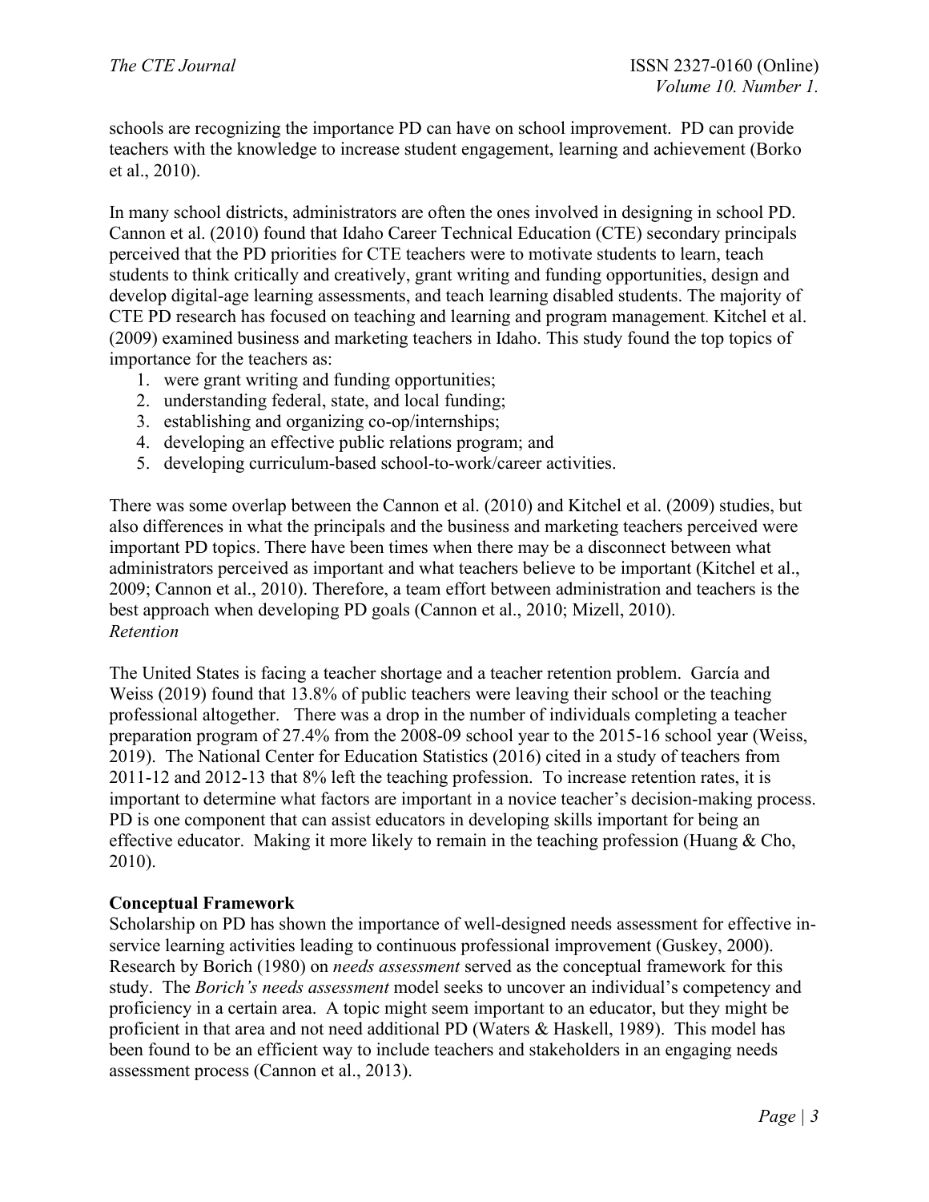schools are recognizing the importance PD can have on school improvement. PD can provide teachers with the knowledge to increase student engagement, learning and achievement (Borko et al., 2010).

In many school districts, administrators are often the ones involved in designing in school PD. Cannon et al. (2010) found that Idaho Career Technical Education (CTE) secondary principals perceived that the PD priorities for CTE teachers were to motivate students to learn, teach students to think critically and creatively, grant writing and funding opportunities, design and develop digital-age learning assessments, and teach learning disabled students. The majority of CTE PD research has focused on teaching and learning and program management. Kitchel et al. (2009) examined business and marketing teachers in Idaho. This study found the top topics of importance for the teachers as:

1. were grant writing and funding opportunities;
2. understanding federal, state, and local funding;
3. establishing and organizing co-op/internships;
4. developing an effective public relations program; and
5. developing curriculum-based school-to-work/career activities.

There was some overlap between the Cannon et al. (2010) and Kitchel et al. (2009) studies, but also differences in what the principals and the business and marketing teachers perceived were important PD topics. There have been times when there may be a disconnect between what administrators perceived as important and what teachers believe to be important (Kitchel et al., 2009; Cannon et al., 2010). Therefore, a team effort between administration and teachers is the best approach when developing PD goals (Cannon et al., 2010; Mizell, 2010).

*Retention*

The United States is facing a teacher shortage and a teacher retention problem. García and Weiss (2019) found that 13.8% of public teachers were leaving their school or the teaching professional altogether. There was a drop in the number of individuals completing a teacher preparation program of 27.4% from the 2008-09 school year to the 2015-16 school year (Weiss, 2019). The National Center for Education Statistics (2016) cited in a study of teachers from 2011-12 and 2012-13 that 8% left the teaching profession. To increase retention rates, it is important to determine what factors are important in a novice teacher's decision-making process. PD is one component that can assist educators in developing skills important for being an effective educator. Making it more likely to remain in the teaching profession (Huang & Cho, 2010).

## Conceptual Framework

Scholarship on PD has shown the importance of well-designed needs assessment for effective in-service learning activities leading to continuous professional improvement (Guskey, 2000). Research by Borich (1980) on *needs assessment* served as the conceptual framework for this study. The *Borich's needs assessment* model seeks to uncover an individual's competency and proficiency in a certain area. A topic might seem important to an educator, but they might be proficient in that area and not need additional PD (Waters & Haskell, 1989). This model has been found to be an efficient way to include teachers and stakeholders in an engaging needs assessment process (Cannon et al., 2013).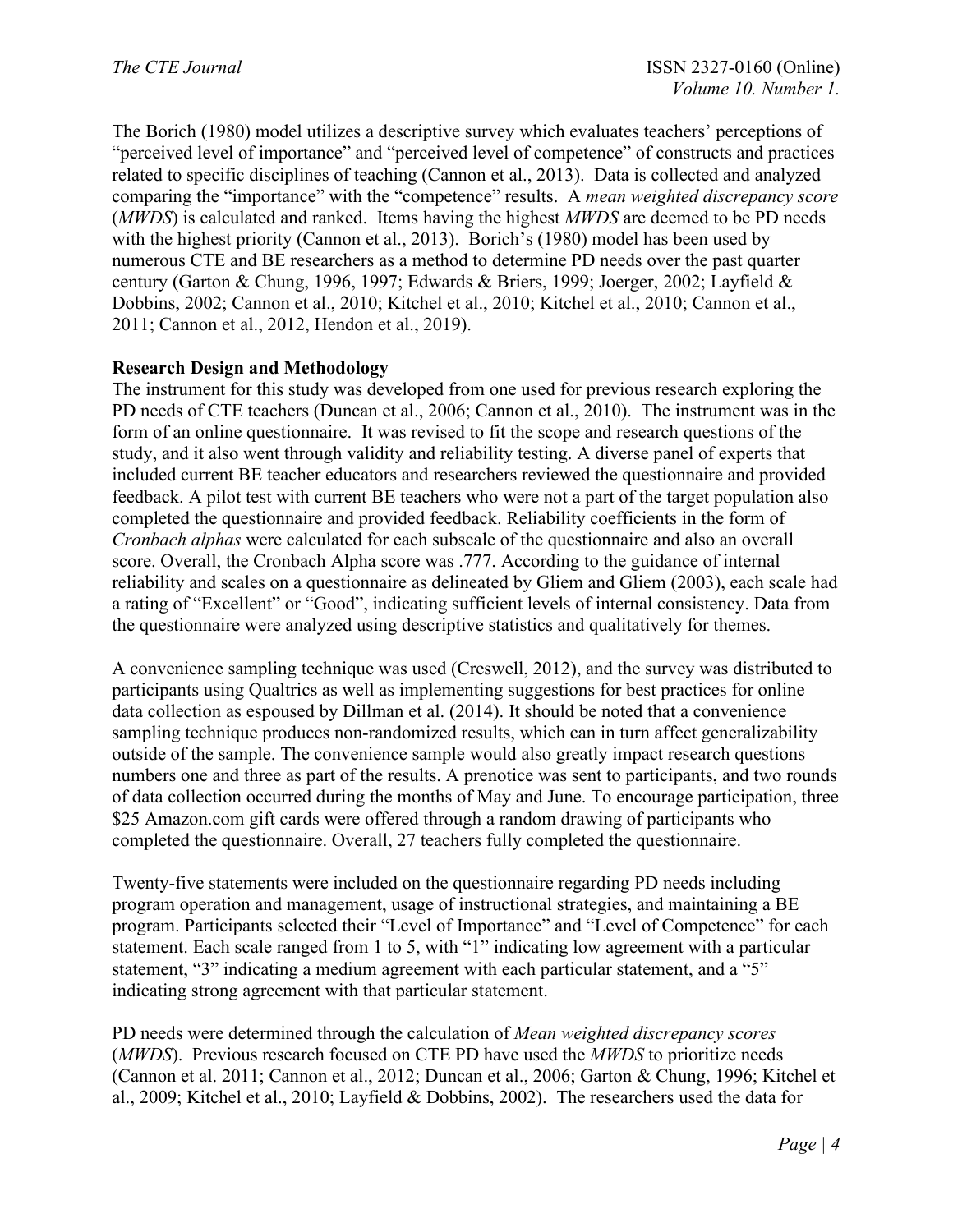The Borich (1980) model utilizes a descriptive survey which evaluates teachers' perceptions of "perceived level of importance" and "perceived level of competence" of constructs and practices related to specific disciplines of teaching (Cannon et al., 2013). Data is collected and analyzed comparing the "importance" with the "competence" results. A *mean weighted discrepancy score* (*MWDS*) is calculated and ranked. Items having the highest *MWDS* are deemed to be PD needs with the highest priority (Cannon et al., 2013). Borich's (1980) model has been used by numerous CTE and BE researchers as a method to determine PD needs over the past quarter century (Garton & Chung, 1996, 1997; Edwards & Briers, 1999; Joerger, 2002; Layfield & Dobbins, 2002; Cannon et al., 2010; Kitchel et al., 2010; Kitchel et al., 2010; Cannon et al., 2011; Cannon et al., 2012, Hendon et al., 2019).

**Research Design and Methodology**

The instrument for this study was developed from one used for previous research exploring the PD needs of CTE teachers (Duncan et al., 2006; Cannon et al., 2010). The instrument was in the form of an online questionnaire. It was revised to fit the scope and research questions of the study, and it also went through validity and reliability testing. A diverse panel of experts that included current BE teacher educators and researchers reviewed the questionnaire and provided feedback. A pilot test with current BE teachers who were not a part of the target population also completed the questionnaire and provided feedback. Reliability coefficients in the form of *Cronbach alphas* were calculated for each subscale of the questionnaire and also an overall score. Overall, the Cronbach Alpha score was .777. According to the guidance of internal reliability and scales on a questionnaire as delineated by Gliem and Gliem (2003), each scale had a rating of "Excellent" or "Good", indicating sufficient levels of internal consistency. Data from the questionnaire were analyzed using descriptive statistics and qualitatively for themes.

A convenience sampling technique was used (Creswell, 2012), and the survey was distributed to participants using Qualtrics as well as implementing suggestions for best practices for online data collection as espoused by Dillman et al. (2014). It should be noted that a convenience sampling technique produces non-randomized results, which can in turn affect generalizability outside of the sample. The convenience sample would also greatly impact research questions numbers one and three as part of the results. A prenotice was sent to participants, and two rounds of data collection occurred during the months of May and June. To encourage participation, three $25 Amazon.com gift cards were offered through a random drawing of participants who completed the questionnaire. Overall, 27 teachers fully completed the questionnaire.

Twenty-five statements were included on the questionnaire regarding PD needs including program operation and management, usage of instructional strategies, and maintaining a BE program. Participants selected their "Level of Importance" and "Level of Competence" for each statement. Each scale ranged from 1 to 5, with "1" indicating low agreement with a particular statement, "3" indicating a medium agreement with each particular statement, and a "5" indicating strong agreement with that particular statement.

PD needs were determined through the calculation of *Mean weighted discrepancy scores* (*MWDS*). Previous research focused on CTE PD have used the *MWDS* to prioritize needs (Cannon et al. 2011; Cannon et al., 2012; Duncan et al., 2006; Garton & Chung, 1996; Kitchel et al., 2009; Kitchel et al., 2010; Layfield & Dobbins, 2002). The researchers used the data for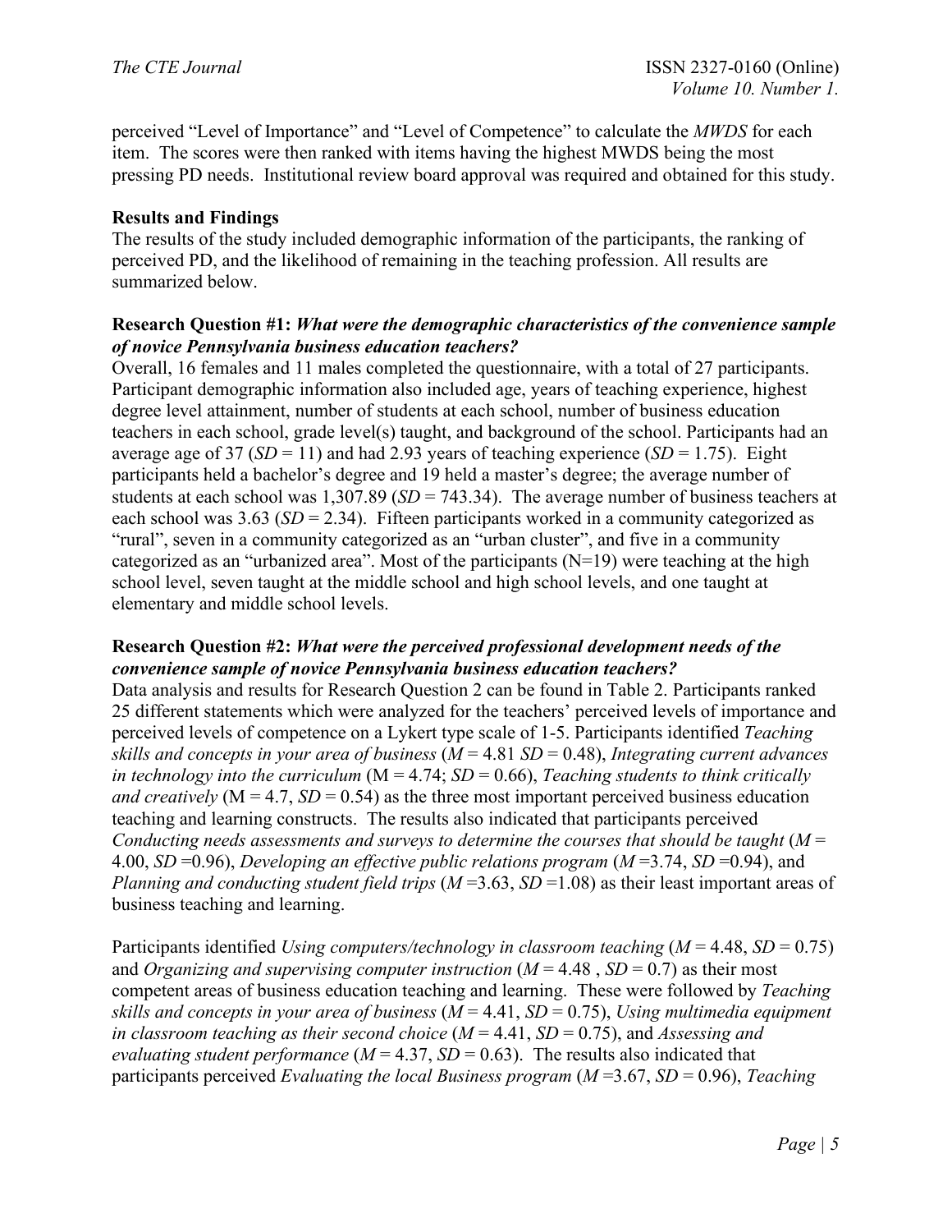perceived "Level of Importance" and "Level of Competence" to calculate the *MWDS* for each item. The scores were then ranked with items having the highest MWDS being the most pressing PD needs. Institutional review board approval was required and obtained for this study.

## Results and Findings

The results of the study included demographic information of the participants, the ranking of perceived PD, and the likelihood of remaining in the teaching profession. All results are summarized below.

**Research Question #1:** ***What were the demographic characteristics of the convenience sample of novice Pennsylvania business education teachers?***

Overall, 16 females and 11 males completed the questionnaire, with a total of 27 participants. Participant demographic information also included age, years of teaching experience, highest degree level attainment, number of students at each school, number of business education teachers in each school, grade level(s) taught, and background of the school. Participants had an average age of 37 (*SD* = 11) and had 2.93 years of teaching experience (*SD* = 1.75). Eight participants held a bachelor's degree and 19 held a master's degree; the average number of students at each school was 1,307.89 (*SD* = 743.34). The average number of business teachers at each school was 3.63 (*SD* = 2.34). Fifteen participants worked in a community categorized as "rural", seven in a community categorized as an "urban cluster", and five in a community categorized as an "urbanized area". Most of the participants (N=19) were teaching at the high school level, seven taught at the middle school and high school levels, and one taught at elementary and middle school levels.

**Research Question #2:** ***What were the perceived professional development needs of the convenience sample of novice Pennsylvania business education teachers?***

Data analysis and results for Research Question 2 can be found in Table 2. Participants ranked 25 different statements which were analyzed for the teachers' perceived levels of importance and perceived levels of competence on a Lykert type scale of 1-5. Participants identified *Teaching skills and concepts in your area of business* (*M* = 4.81 *SD* = 0.48), *Integrating current advances in technology into the curriculum* (M = 4.74; *SD* = 0.66), *Teaching students to think critically and creatively* (M = 4.7, *SD* = 0.54) as the three most important perceived business education teaching and learning constructs. The results also indicated that participants perceived *Conducting needs assessments and surveys to determine the courses that should be taught* (*M* = 4.00, *SD* =0.96), *Developing an effective public relations program* (*M* =3.74, *SD* =0.94), and *Planning and conducting student field trips* (*M* =3.63, *SD* =1.08) as their least important areas of business teaching and learning.

Participants identified *Using computers/technology in classroom teaching* (*M* = 4.48, *SD* = 0.75) and *Organizing and supervising computer instruction* (*M* = 4.48 , *SD* = 0.7) as their most competent areas of business education teaching and learning. These were followed by *Teaching skills and concepts in your area of business* (*M* = 4.41, *SD* = 0.75), *Using multimedia equipment in classroom teaching as their second choice* (*M* = 4.41, *SD* = 0.75), and *Assessing and evaluating student performance* (*M* = 4.37, *SD* = 0.63). The results also indicated that participants perceived *Evaluating the local Business program* (*M* =3.67, *SD* = 0.96), *Teaching*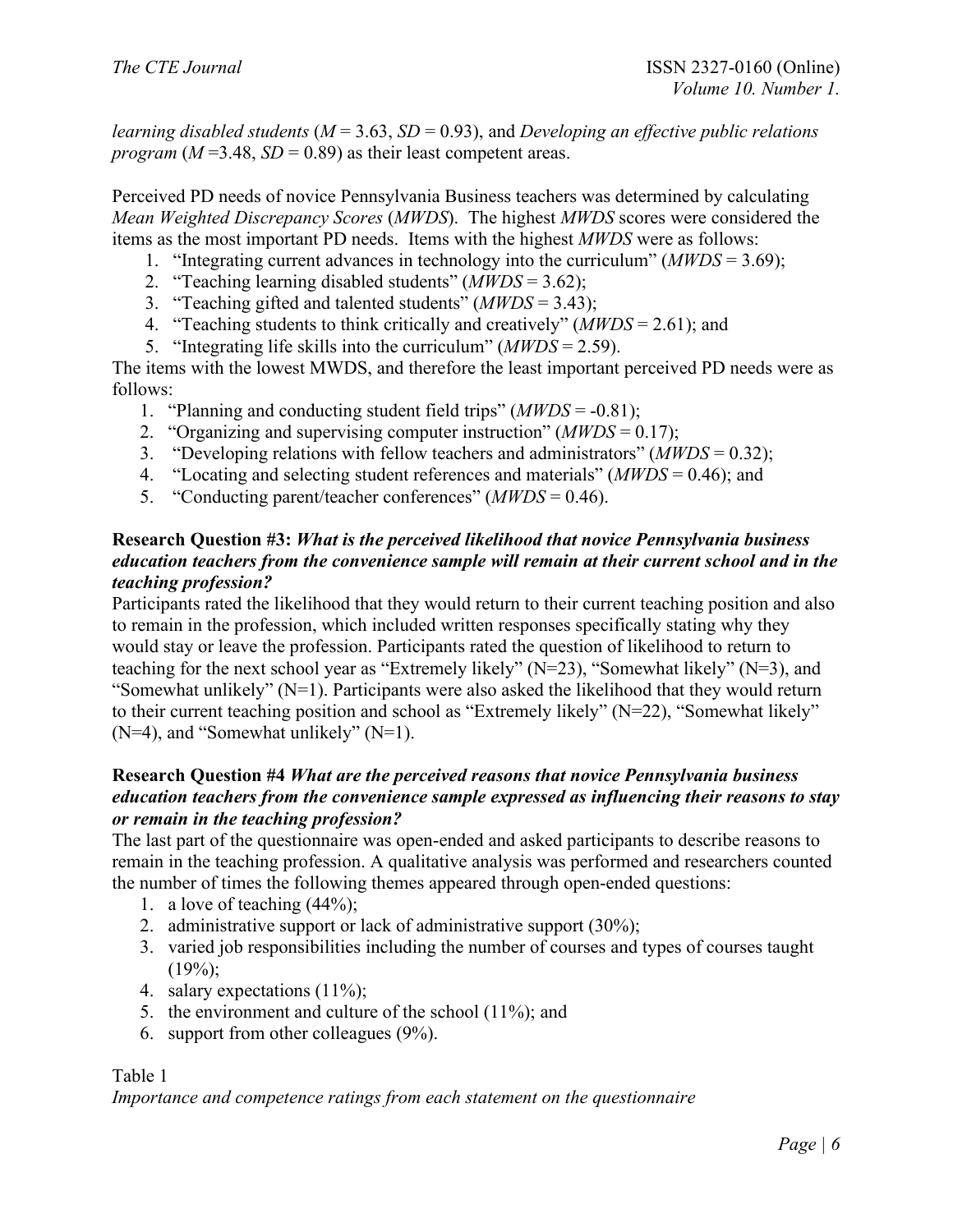*learning disabled students* ($M$ = 3.63, $SD$ = 0.93), and *Developing an effective public relations program* ($M$ =3.48, $SD$ = 0.89) as their least competent areas.

Perceived PD needs of novice Pennsylvania Business teachers was determined by calculating *Mean Weighted Discrepancy Scores* (*MWDS*). The highest *MWDS* scores were considered the items as the most important PD needs. Items with the highest *MWDS* were as follows:

1. "Integrating current advances in technology into the curriculum" (*MWDS* = 3.69);
2. "Teaching learning disabled students" (*MWDS* = 3.62);
3. "Teaching gifted and talented students" (*MWDS* = 3.43);
4. "Teaching students to think critically and creatively" (*MWDS* = 2.61); and
5. "Integrating life skills into the curriculum" (*MWDS* = 2.59).

The items with the lowest MWDS, and therefore the least important perceived PD needs were as follows:

1. "Planning and conducting student field trips" (*MWDS* = -0.81);
2. "Organizing and supervising computer instruction" (*MWDS* = 0.17);
3. "Developing relations with fellow teachers and administrators" (*MWDS* = 0.32);
4. "Locating and selecting student references and materials" (*MWDS* = 0.46); and
5. "Conducting parent/teacher conferences" (*MWDS* = 0.46).

**Research Question #3: *What is the perceived likelihood that novice Pennsylvania business education teachers from the convenience sample will remain at their current school and in the teaching profession?***

Participants rated the likelihood that they would return to their current teaching position and also to remain in the profession, which included written responses specifically stating why they would stay or leave the profession. Participants rated the question of likelihood to return to teaching for the next school year as "Extremely likely" (N=23), "Somewhat likely" (N=3), and "Somewhat unlikely" (N=1). Participants were also asked the likelihood that they would return to their current teaching position and school as "Extremely likely" (N=22), "Somewhat likely" (N=4), and "Somewhat unlikely" (N=1).

**Research Question #4 *What are the perceived reasons that novice Pennsylvania business education teachers from the convenience sample expressed as influencing their reasons to stay or remain in the teaching profession?***

The last part of the questionnaire was open-ended and asked participants to describe reasons to remain in the teaching profession. A qualitative analysis was performed and researchers counted the number of times the following themes appeared through open-ended questions:

1. a love of teaching (44%);
2. administrative support or lack of administrative support (30%);
3. varied job responsibilities including the number of courses and types of courses taught (19%);
4. salary expectations (11%);
5. the environment and culture of the school (11%); and
6. support from other colleagues (9%).

Table 1

*Importance and competence ratings from each statement on the questionnaire*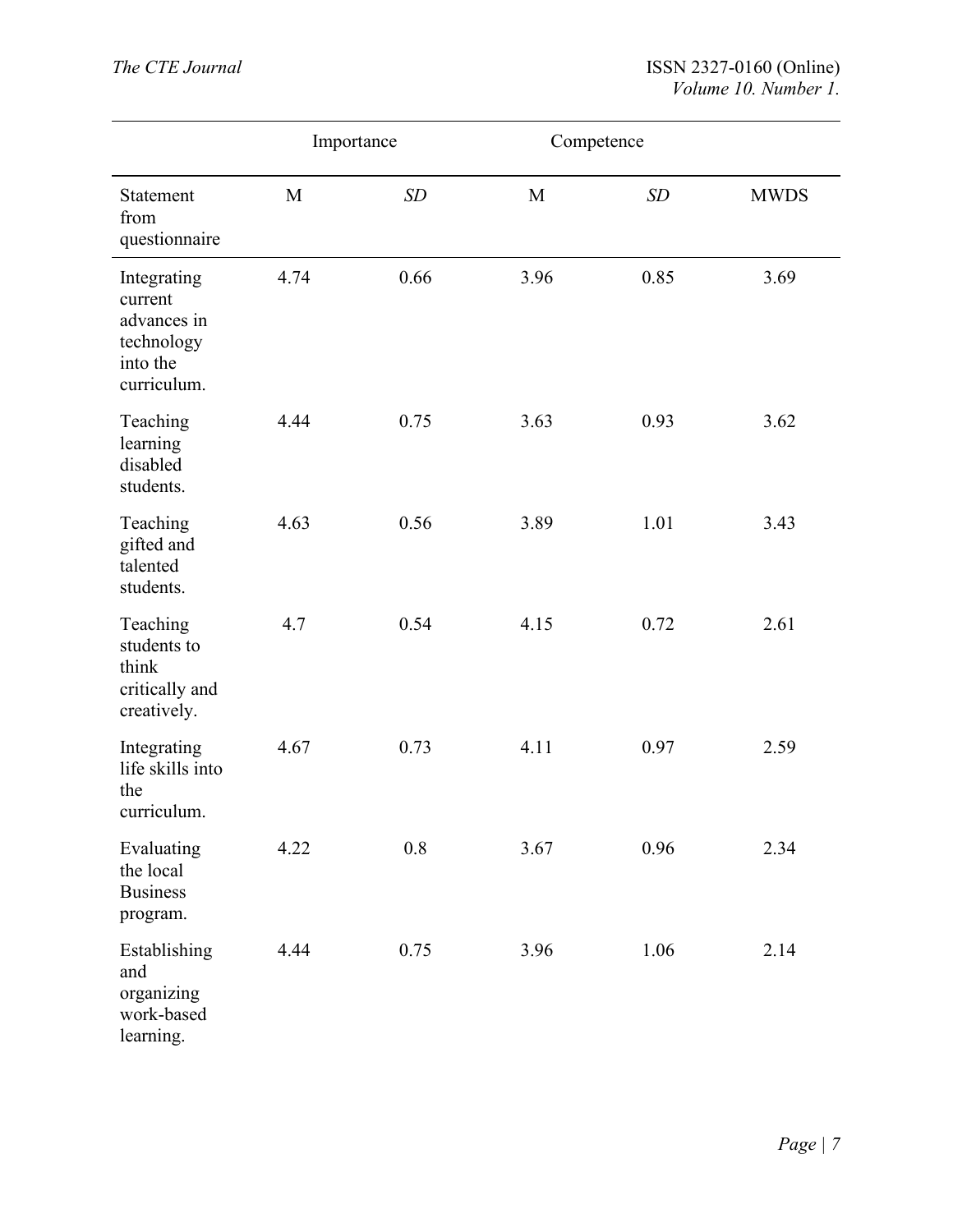| | Importance | | Competence | | |
|---|---|---|---|---|---|
| Statement from questionnaire | M | *SD* | M | *SD* | MWDS |
| Integrating current advances in technology into the curriculum. | 4.74 | 0.66 | 3.96 | 0.85 | 3.69 |
| Teaching learning disabled students. | 4.44 | 0.75 | 3.63 | 0.93 | 3.62 |
| Teaching gifted and talented students. | 4.63 | 0.56 | 3.89 | 1.01 | 3.43 |
| Teaching students to think critically and creatively. | 4.7 | 0.54 | 4.15 | 0.72 | 2.61 |
| Integrating life skills into the curriculum. | 4.67 | 0.73 | 4.11 | 0.97 | 2.59 |
| Evaluating the local Business program. | 4.22 | 0.8 | 3.67 | 0.96 | 2.34 |
| Establishing and organizing work-based learning. | 4.44 | 0.75 | 3.96 | 1.06 | 2.14 |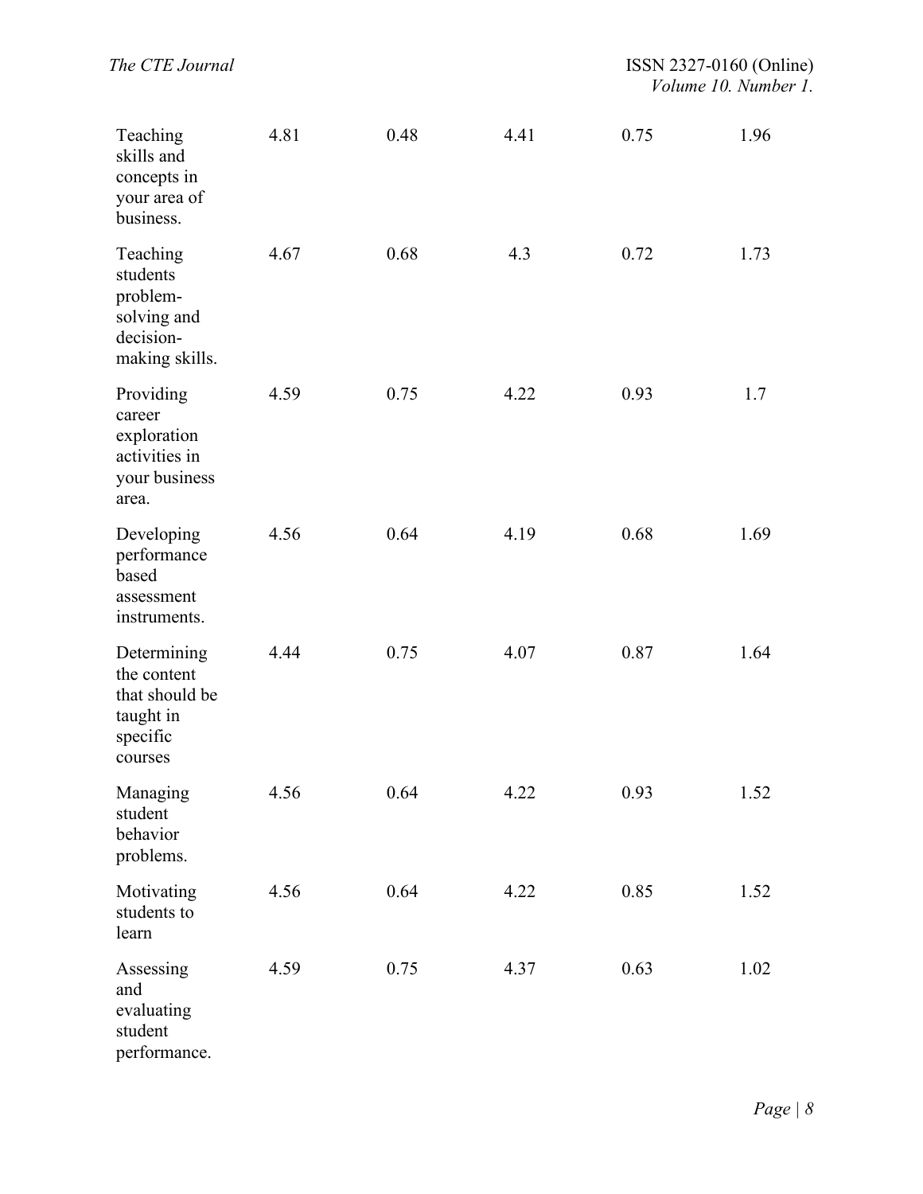| | | | | | |
|---|---|---|---|---|---|
| Teaching skills and concepts in your area of business. | 4.81 | 0.48 | 4.41 | 0.75 | 1.96 |
| Teaching students problem-solving and decision-making skills. | 4.67 | 0.68 | 4.3 | 0.72 | 1.73 |
| Providing career exploration activities in your business area. | 4.59 | 0.75 | 4.22 | 0.93 | 1.7 |
| Developing performance based assessment instruments. | 4.56 | 0.64 | 4.19 | 0.68 | 1.69 |
| Determining the content that should be taught in specific courses | 4.44 | 0.75 | 4.07 | 0.87 | 1.64 |
| Managing student behavior problems. | 4.56 | 0.64 | 4.22 | 0.93 | 1.52 |
| Motivating students to learn | 4.56 | 0.64 | 4.22 | 0.85 | 1.52 |
| Assessing and evaluating student performance. | 4.59 | 0.75 | 4.37 | 0.63 | 1.02 |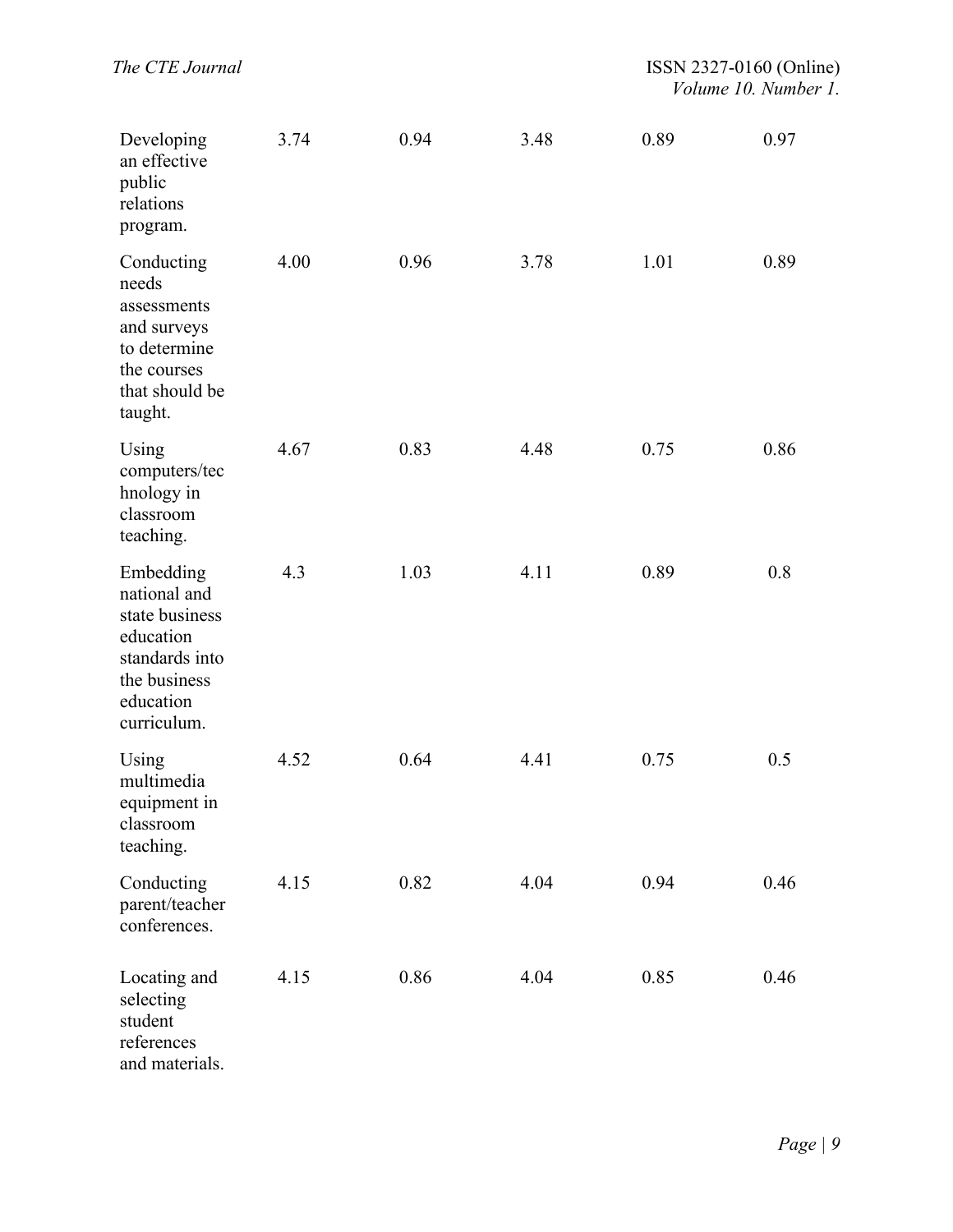| | | | | | |
|---|---|---|---|---|---|
| Developing an effective public relations program. | 3.74 | 0.94 | 3.48 | 0.89 | 0.97 |
| Conducting needs assessments and surveys to determine the courses that should be taught. | 4.00 | 0.96 | 3.78 | 1.01 | 0.89 |
| Using computers/technology in classroom teaching. | 4.67 | 0.83 | 4.48 | 0.75 | 0.86 |
| Embedding national and state business education standards into the business education curriculum. | 4.3 | 1.03 | 4.11 | 0.89 | 0.8 |
| Using multimedia equipment in classroom teaching. | 4.52 | 0.64 | 4.41 | 0.75 | 0.5 |
| Conducting parent/teacher conferences. | 4.15 | 0.82 | 4.04 | 0.94 | 0.46 |
| Locating and selecting student references and materials. | 4.15 | 0.86 | 4.04 | 0.85 | 0.46 |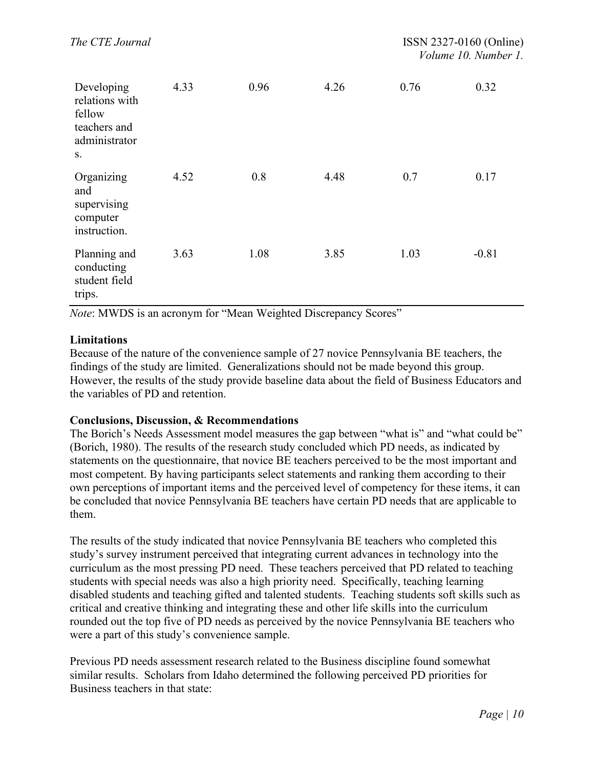| | | | | | |
|---|---|---|---|---|---|
| Developing relations with fellow teachers and administrators. | 4.33 | 0.96 | 4.26 | 0.76 | 0.32 |
| Organizing and supervising computer instruction. | 4.52 | 0.8 | 4.48 | 0.7 | 0.17 |
| Planning and conducting student field trips. | 3.63 | 1.08 | 3.85 | 1.03 | -0.81 |

*Note*: MWDS is an acronym for "Mean Weighted Discrepancy Scores"

**Limitations**

Because of the nature of the convenience sample of 27 novice Pennsylvania BE teachers, the findings of the study are limited. Generalizations should not be made beyond this group. However, the results of the study provide baseline data about the field of Business Educators and the variables of PD and retention.

**Conclusions, Discussion, & Recommendations**

The Borich's Needs Assessment model measures the gap between "what is" and "what could be" (Borich, 1980). The results of the research study concluded which PD needs, as indicated by statements on the questionnaire, that novice BE teachers perceived to be the most important and most competent. By having participants select statements and ranking them according to their own perceptions of important items and the perceived level of competency for these items, it can be concluded that novice Pennsylvania BE teachers have certain PD needs that are applicable to them.

The results of the study indicated that novice Pennsylvania BE teachers who completed this study's survey instrument perceived that integrating current advances in technology into the curriculum as the most pressing PD need. These teachers perceived that PD related to teaching students with special needs was also a high priority need. Specifically, teaching learning disabled students and teaching gifted and talented students. Teaching students soft skills such as critical and creative thinking and integrating these and other life skills into the curriculum rounded out the top five of PD needs as perceived by the novice Pennsylvania BE teachers who were a part of this study's convenience sample.

Previous PD needs assessment research related to the Business discipline found somewhat similar results. Scholars from Idaho determined the following perceived PD priorities for Business teachers in that state: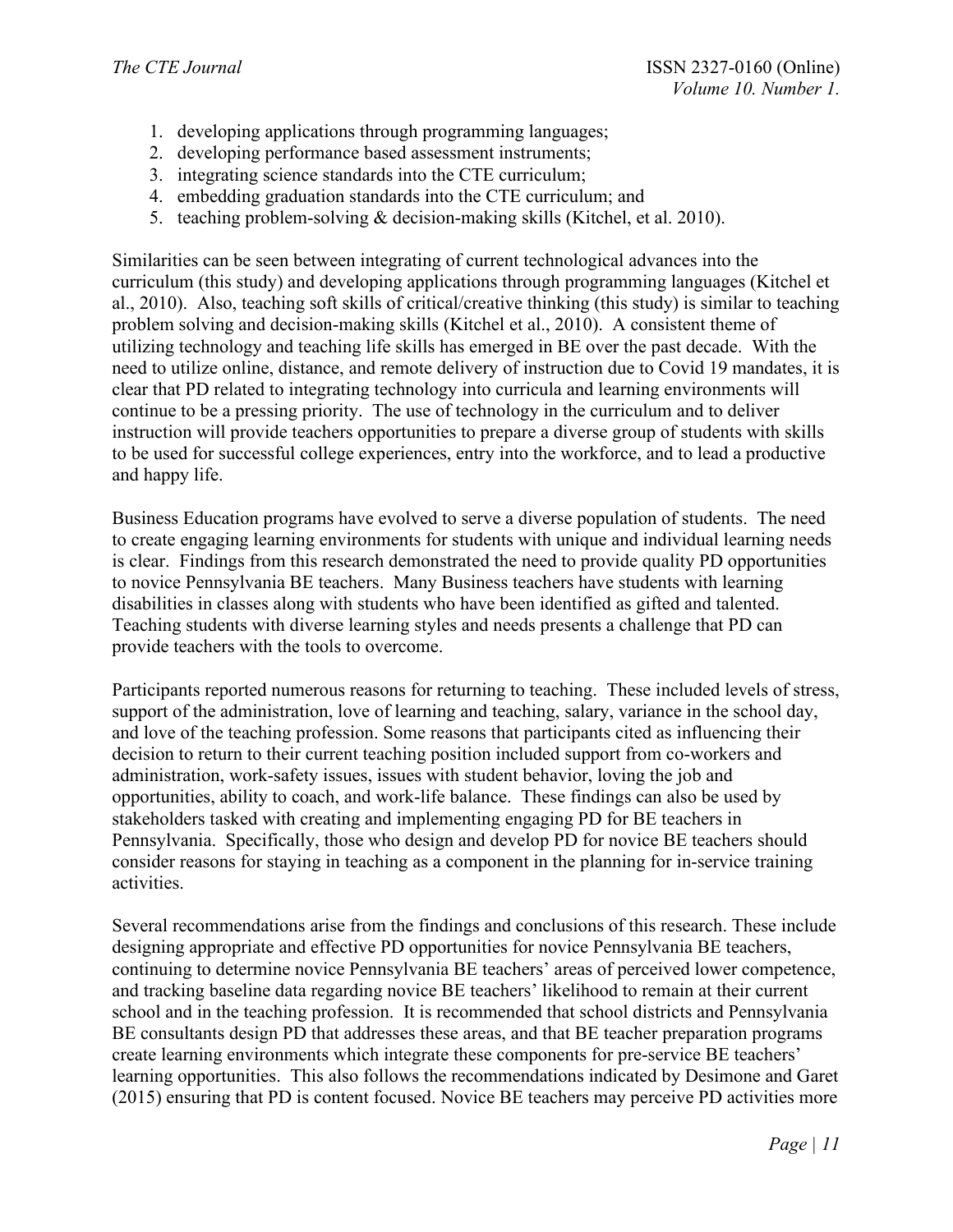1. developing applications through programming languages;
2. developing performance based assessment instruments;
3. integrating science standards into the CTE curriculum;
4. embedding graduation standards into the CTE curriculum; and
5. teaching problem-solving & decision-making skills (Kitchel, et al. 2010).

Similarities can be seen between integrating of current technological advances into the curriculum (this study) and developing applications through programming languages (Kitchel et al., 2010). Also, teaching soft skills of critical/creative thinking (this study) is similar to teaching problem solving and decision-making skills (Kitchel et al., 2010). A consistent theme of utilizing technology and teaching life skills has emerged in BE over the past decade. With the need to utilize online, distance, and remote delivery of instruction due to Covid 19 mandates, it is clear that PD related to integrating technology into curricula and learning environments will continue to be a pressing priority. The use of technology in the curriculum and to deliver instruction will provide teachers opportunities to prepare a diverse group of students with skills to be used for successful college experiences, entry into the workforce, and to lead a productive and happy life.

Business Education programs have evolved to serve a diverse population of students. The need to create engaging learning environments for students with unique and individual learning needs is clear. Findings from this research demonstrated the need to provide quality PD opportunities to novice Pennsylvania BE teachers. Many Business teachers have students with learning disabilities in classes along with students who have been identified as gifted and talented. Teaching students with diverse learning styles and needs presents a challenge that PD can provide teachers with the tools to overcome.

Participants reported numerous reasons for returning to teaching. These included levels of stress, support of the administration, love of learning and teaching, salary, variance in the school day, and love of the teaching profession. Some reasons that participants cited as influencing their decision to return to their current teaching position included support from co-workers and administration, work-safety issues, issues with student behavior, loving the job and opportunities, ability to coach, and work-life balance. These findings can also be used by stakeholders tasked with creating and implementing engaging PD for BE teachers in Pennsylvania. Specifically, those who design and develop PD for novice BE teachers should consider reasons for staying in teaching as a component in the planning for in-service training activities.

Several recommendations arise from the findings and conclusions of this research. These include designing appropriate and effective PD opportunities for novice Pennsylvania BE teachers, continuing to determine novice Pennsylvania BE teachers' areas of perceived lower competence, and tracking baseline data regarding novice BE teachers' likelihood to remain at their current school and in the teaching profession. It is recommended that school districts and Pennsylvania BE consultants design PD that addresses these areas, and that BE teacher preparation programs create learning environments which integrate these components for pre-service BE teachers' learning opportunities. This also follows the recommendations indicated by Desimone and Garet (2015) ensuring that PD is content focused. Novice BE teachers may perceive PD activities more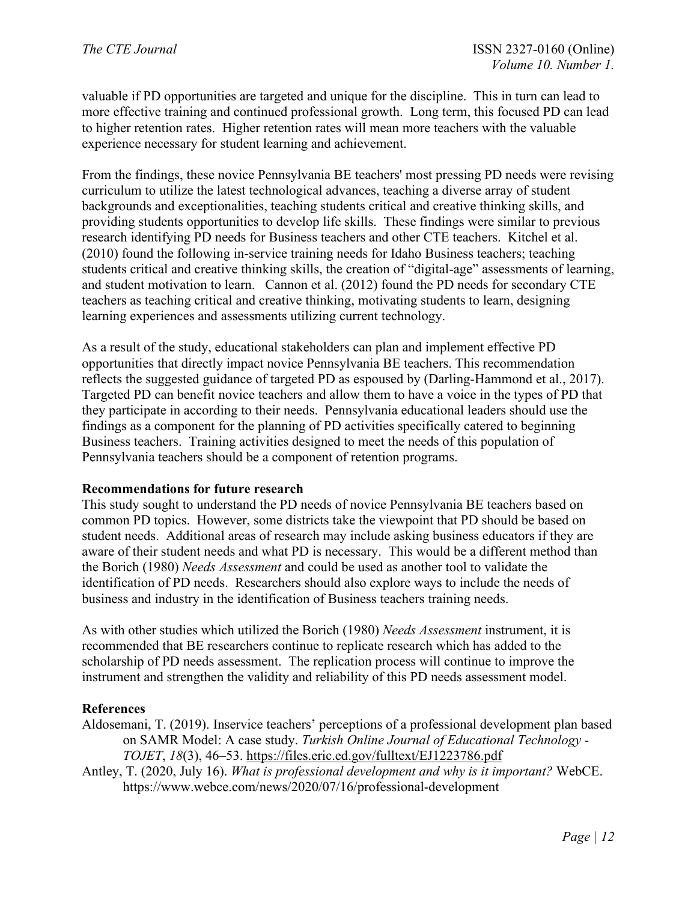valuable if PD opportunities are targeted and unique for the discipline. This in turn can lead to more effective training and continued professional growth. Long term, this focused PD can lead to higher retention rates. Higher retention rates will mean more teachers with the valuable experience necessary for student learning and achievement.

From the findings, these novice Pennsylvania BE teachers' most pressing PD needs were revising curriculum to utilize the latest technological advances, teaching a diverse array of student backgrounds and exceptionalities, teaching students critical and creative thinking skills, and providing students opportunities to develop life skills. These findings were similar to previous research identifying PD needs for Business teachers and other CTE teachers. Kitchel et al. (2010) found the following in-service training needs for Idaho Business teachers; teaching students critical and creative thinking skills, the creation of "digital-age" assessments of learning, and student motivation to learn. Cannon et al. (2012) found the PD needs for secondary CTE teachers as teaching critical and creative thinking, motivating students to learn, designing learning experiences and assessments utilizing current technology.

As a result of the study, educational stakeholders can plan and implement effective PD opportunities that directly impact novice Pennsylvania BE teachers. This recommendation reflects the suggested guidance of targeted PD as espoused by (Darling-Hammond et al., 2017). Targeted PD can benefit novice teachers and allow them to have a voice in the types of PD that they participate in according to their needs. Pennsylvania educational leaders should use the findings as a component for the planning of PD activities specifically catered to beginning Business teachers. Training activities designed to meet the needs of this population of Pennsylvania teachers should be a component of retention programs.

**Recommendations for future research**

This study sought to understand the PD needs of novice Pennsylvania BE teachers based on common PD topics. However, some districts take the viewpoint that PD should be based on student needs. Additional areas of research may include asking business educators if they are aware of their student needs and what PD is necessary. This would be a different method than the Borich (1980) *Needs Assessment* and could be used as another tool to validate the identification of PD needs. Researchers should also explore ways to include the needs of business and industry in the identification of Business teachers training needs.

As with other studies which utilized the Borich (1980) *Needs Assessment* instrument, it is recommended that BE researchers continue to replicate research which has added to the scholarship of PD needs assessment. The replication process will continue to improve the instrument and strengthen the validity and reliability of this PD needs assessment model.

**References**

Aldosemani, T. (2019). Inservice teachers' perceptions of a professional development plan based on SAMR Model: A case study. *Turkish Online Journal of Educational Technology - TOJET*, *18*(3), 46–53. https://files.eric.ed.gov/fulltext/EJ1223786.pdf

Antley, T. (2020, July 16). *What is professional development and why is it important?* WebCE. https://www.webce.com/news/2020/07/16/professional-development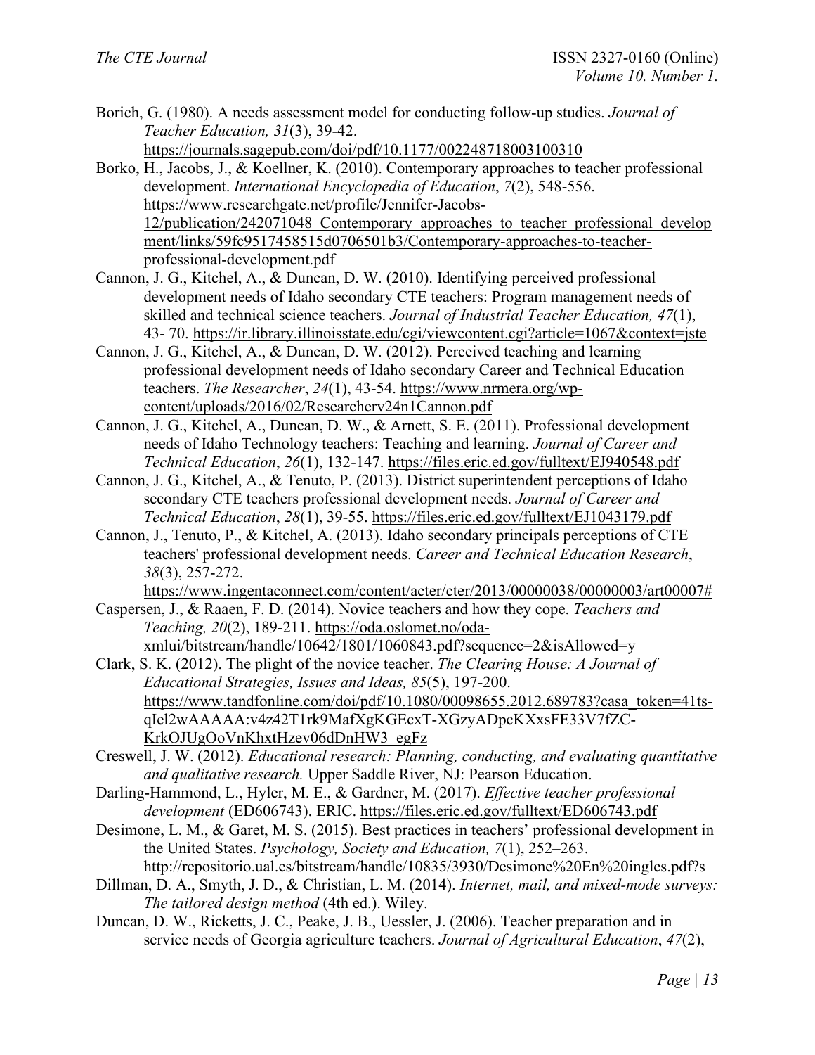Borich, G. (1980). A needs assessment model for conducting follow-up studies. *Journal of Teacher Education, 31*(3), 39-42. https://journals.sagepub.com/doi/pdf/10.1177/002248718003100310

Borko, H., Jacobs, J., & Koellner, K. (2010). Contemporary approaches to teacher professional development. *International Encyclopedia of Education*, *7*(2), 548-556. https://www.researchgate.net/profile/Jennifer-Jacobs-12/publication/242071048_Contemporary_approaches_to_teacher_professional_development/links/59fc9517458515d0706501b3/Contemporary-approaches-to-teacher-professional-development.pdf

Cannon, J. G., Kitchel, A., & Duncan, D. W. (2010). Identifying perceived professional development needs of Idaho secondary CTE teachers: Program management needs of skilled and technical science teachers. *Journal of Industrial Teacher Education, 47*(1), 43- 70. https://ir.library.illinoisstate.edu/cgi/viewcontent.cgi?article=1067&context=jste

Cannon, J. G., Kitchel, A., & Duncan, D. W. (2012). Perceived teaching and learning professional development needs of Idaho secondary Career and Technical Education teachers. *The Researcher*, *24*(1), 43-54. https://www.nrmera.org/wp-content/uploads/2016/02/Researcherv24n1Cannon.pdf

Cannon, J. G., Kitchel, A., Duncan, D. W., & Arnett, S. E. (2011). Professional development needs of Idaho Technology teachers: Teaching and learning. *Journal of Career and Technical Education*, *26*(1), 132-147. https://files.eric.ed.gov/fulltext/EJ940548.pdf

Cannon, J. G., Kitchel, A., & Tenuto, P. (2013). District superintendent perceptions of Idaho secondary CTE teachers professional development needs. *Journal of Career and Technical Education*, *28*(1), 39-55. https://files.eric.ed.gov/fulltext/EJ1043179.pdf

Cannon, J., Tenuto, P., & Kitchel, A. (2013). Idaho secondary principals perceptions of CTE teachers' professional development needs. *Career and Technical Education Research*, *38*(3), 257-272. https://www.ingentaconnect.com/content/acter/cter/2013/00000038/00000003/art00007#

Caspersen, J., & Raaen, F. D. (2014). Novice teachers and how they cope. *Teachers and Teaching, 20*(2), 189-211. https://oda.oslomet.no/oda-xmlui/bitstream/handle/10642/1801/1060843.pdf?sequence=2&isAllowed=y

Clark, S. K. (2012). The plight of the novice teacher. *The Clearing House: A Journal of Educational Strategies, Issues and Ideas, 85*(5), 197-200. https://www.tandfonline.com/doi/pdf/10.1080/00098655.2012.689783?casa_token=41ts-qIel2wAAAAA:v4z42T1rk9MafXgKGEcxT-XGzyADpcKXxsFE33V7fZC-KrkOJUgOoVnKhxtHzev06dDnHW3_egFz

Creswell, J. W. (2012). *Educational research: Planning, conducting, and evaluating quantitative and qualitative research.* Upper Saddle River, NJ: Pearson Education.

Darling-Hammond, L., Hyler, M. E., & Gardner, M. (2017). *Effective teacher professional development* (ED606743). ERIC. https://files.eric.ed.gov/fulltext/ED606743.pdf

Desimone, L. M., & Garet, M. S. (2015). Best practices in teachers' professional development in the United States. *Psychology, Society and Education, 7*(1), 252–263. http://repositorio.ual.es/bitstream/handle/10835/3930/Desimone%20En%20ingles.pdf?s

Dillman, D. A., Smyth, J. D., & Christian, L. M. (2014). *Internet, mail, and mixed-mode surveys: The tailored design method* (4th ed.). Wiley.

Duncan, D. W., Ricketts, J. C., Peake, J. B., Uessler, J. (2006). Teacher preparation and in service needs of Georgia agriculture teachers. *Journal of Agricultural Education*, *47*(2),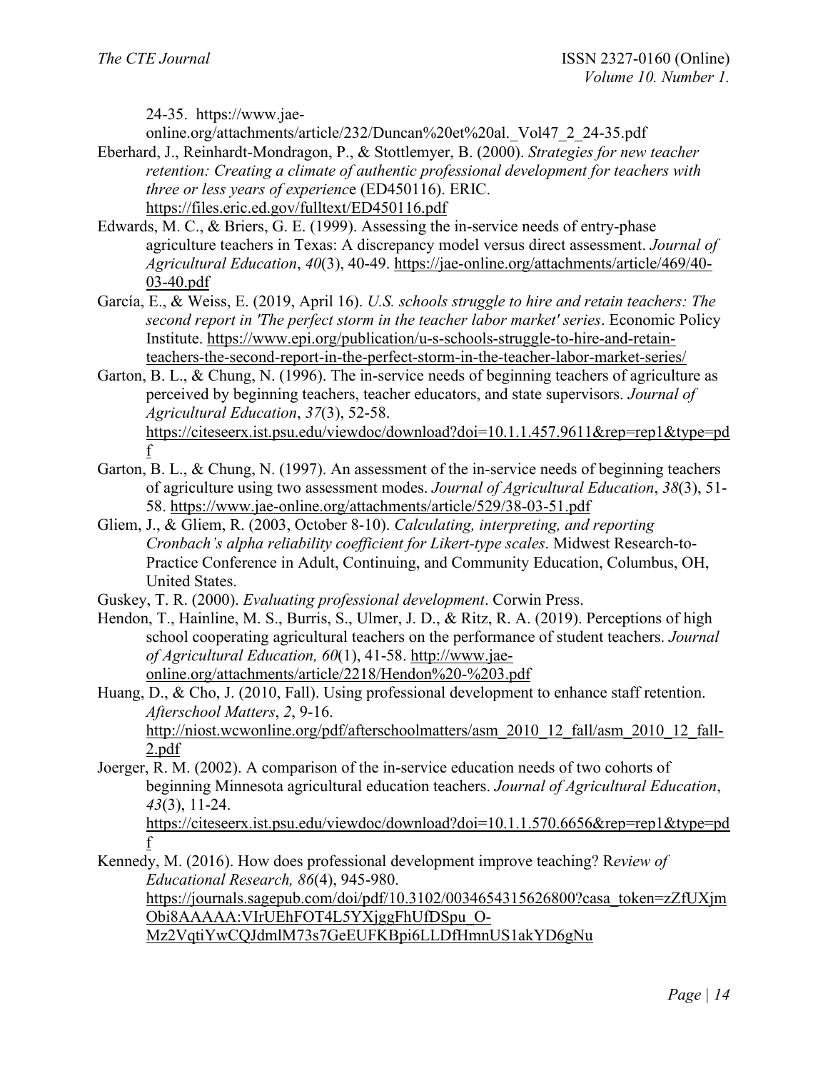24-35. https://www.jae-online.org/attachments/article/232/Duncan%20et%20al._Vol47_2_24-35.pdf

Eberhard, J., Reinhardt-Mondragon, P., & Stottlemyer, B. (2000). *Strategies for new teacher retention: Creating a climate of authentic professional development for teachers with three or less years of experience* (ED450116). ERIC. https://files.eric.ed.gov/fulltext/ED450116.pdf

Edwards, M. C., & Briers, G. E. (1999). Assessing the in-service needs of entry-phase agriculture teachers in Texas: A discrepancy model versus direct assessment. *Journal of Agricultural Education*, *40*(3), 40-49. https://jae-online.org/attachments/article/469/40-03-40.pdf

García, E., & Weiss, E. (2019, April 16). *U.S. schools struggle to hire and retain teachers: The second report in 'The perfect storm in the teacher labor market' series*. Economic Policy Institute. https://www.epi.org/publication/u-s-schools-struggle-to-hire-and-retain-teachers-the-second-report-in-the-perfect-storm-in-the-teacher-labor-market-series/

Garton, B. L., & Chung, N. (1996). The in-service needs of beginning teachers of agriculture as perceived by beginning teachers, teacher educators, and state supervisors. *Journal of Agricultural Education*, *37*(3), 52-58. https://citeseerx.ist.psu.edu/viewdoc/download?doi=10.1.1.457.9611&rep=rep1&type=pdf

Garton, B. L., & Chung, N. (1997). An assessment of the in-service needs of beginning teachers of agriculture using two assessment modes. *Journal of Agricultural Education*, *38*(3), 51-58. https://www.jae-online.org/attachments/article/529/38-03-51.pdf

Gliem, J., & Gliem, R. (2003, October 8-10). *Calculating, interpreting, and reporting Cronbach's alpha reliability coefficient for Likert-type scales*. Midwest Research-to-Practice Conference in Adult, Continuing, and Community Education, Columbus, OH, United States.

Guskey, T. R. (2000). *Evaluating professional development*. Corwin Press.

Hendon, T., Hainline, M. S., Burris, S., Ulmer, J. D., & Ritz, R. A. (2019). Perceptions of high school cooperating agricultural teachers on the performance of student teachers. *Journal of Agricultural Education, 60*(1), 41-58. http://www.jae-online.org/attachments/article/2218/Hendon%20-%203.pdf

Huang, D., & Cho, J. (2010, Fall). Using professional development to enhance staff retention. *Afterschool Matters*, *2*, 9-16. http://niost.wcwonline.org/pdf/afterschoolmatters/asm_2010_12_fall/asm_2010_12_fall-2.pdf

Joerger, R. M. (2002). A comparison of the in-service education needs of two cohorts of beginning Minnesota agricultural education teachers. *Journal of Agricultural Education*, *43*(3), 11-24. https://citeseerx.ist.psu.edu/viewdoc/download?doi=10.1.1.570.6656&rep=rep1&type=pdf

Kennedy, M. (2016). How does professional development improve teaching? R*eview of Educational Research, 86*(4), 945-980. https://journals.sagepub.com/doi/pdf/10.3102/0034654315626800?casa_token=zZfUXjmObi8AAAAA:VIrUEhFOT4L5YXjggFhUfDSpu_O-Mz2VqtiYwCQJdmlM73s7GeEUFKBpi6LLDfHmnUS1akYD6gNu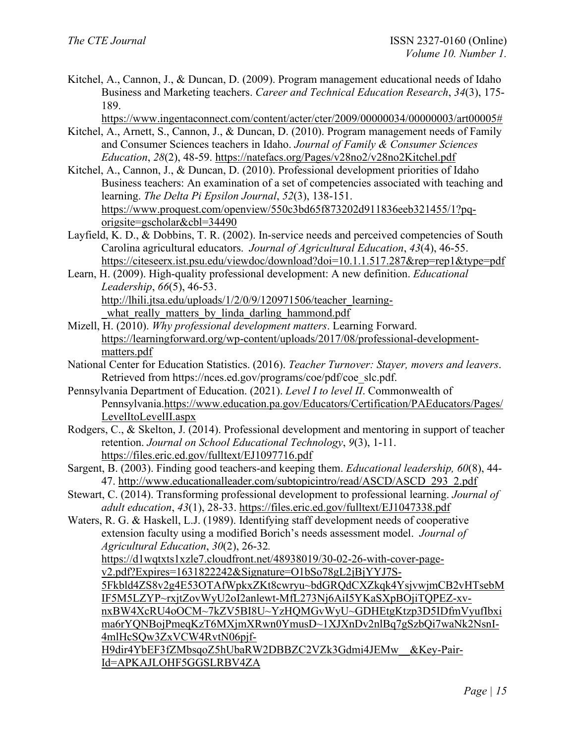Kitchel, A., Cannon, J., & Duncan, D. (2009). Program management educational needs of Idaho Business and Marketing teachers. *Career and Technical Education Research*, *34*(3), 175-189. https://www.ingentaconnect.com/content/acter/cter/2009/00000034/00000003/art00005#

Kitchel, A., Arnett, S., Cannon, J., & Duncan, D. (2010). Program management needs of Family and Consumer Sciences teachers in Idaho. *Journal of Family & Consumer Sciences Education*, *28*(2), 48-59. https://natefacs.org/Pages/v28no2/v28no2Kitchel.pdf

Kitchel, A., Cannon, J., & Duncan, D. (2010). Professional development priorities of Idaho Business teachers: An examination of a set of competencies associated with teaching and learning. *The Delta Pi Epsilon Journal*, *52*(3), 138-151. https://www.proquest.com/openview/550c3bd65f873202d911836eeb321455/1?pq-origsite=gscholar&cbl=34490

Layfield, K. D., & Dobbins, T. R. (2002). In-service needs and perceived competencies of South Carolina agricultural educators. *Journal of Agricultural Education*, *43*(4), 46-55. https://citeseerx.ist.psu.edu/viewdoc/download?doi=10.1.1.517.287&rep=rep1&type=pdf

Learn, H. (2009). High-quality professional development: A new definition. *Educational Leadership*, *66*(5), 46-53. http://lhili.jtsa.edu/uploads/1/2/0/9/120971506/teacher_learning-_what_really_matters_by_linda_darling_hammond.pdf

Mizell, H. (2010). *Why professional development matters*. Learning Forward. https://learningforward.org/wp-content/uploads/2017/08/professional-development-matters.pdf

National Center for Education Statistics. (2016). *Teacher Turnover: Stayer, movers and leavers*. Retrieved from https://nces.ed.gov/programs/coe/pdf/coe_slc.pdf.

Pennsylvania Department of Education. (2021). *Level I to level II*. Commonwealth of Pennsylvania.https://www.education.pa.gov/Educators/Certification/PAEducators/Pages/LevelItoLevelII.aspx

Rodgers, C., & Skelton, J. (2014). Professional development and mentoring in support of teacher retention. *Journal on School Educational Technology*, *9*(3), 1-11. https://files.eric.ed.gov/fulltext/EJ1097716.pdf

Sargent, B. (2003). Finding good teachers-and keeping them. *Educational leadership, 60*(8), 44-47. http://www.educationalleader.com/subtopicintro/read/ASCD/ASCD_293_2.pdf

Stewart, C. (2014). Transforming professional development to professional learning. *Journal of adult education*, *43*(1), 28-33. https://files.eric.ed.gov/fulltext/EJ1047338.pdf

Waters, R. G. & Haskell, L.J. (1989). Identifying staff development needs of cooperative extension faculty using a modified Borich's needs assessment model. *Journal of Agricultural Education*, *30*(2), 26-32. https://d1wqtxts1xzle7.cloudfront.net/48938019/30-02-26-with-cover-page-v2.pdf?Expires=1631822242&Signature=O1bSo78gL2jBjYYJ7S-5Fkbld4ZS8v2g4E53OTAfWpkxZKt8cwryu~bdGRQdCXZkqk4YsjvwjmCB2vHTsebMIF5M5LZYP~rxjtZovWyU2oI2anlewt-MfL273Nj6AiI5YKaSXpBOjiTQPEZ-xv-nxBW4XcRU4oOCM~7kZV5BI8U~YzHQMGvWyU~GDHEtgKtzp3D5IDfmVyufIbximа6rYQNBojPmeqKzT6MXjmXRwn0YmusD~1XJXnDv2nlBq7gSzbQi7waNk2NsnI-4mlHcSQw3ZxVCW4RvtN06pjf-H9dir4YbEF3fZMbsqoZ5hUbaRW2DBBZC2VZk3Gdmi4JEMw__&Key-Pair-Id=APKAJLOHF5GGSLRBV4ZA